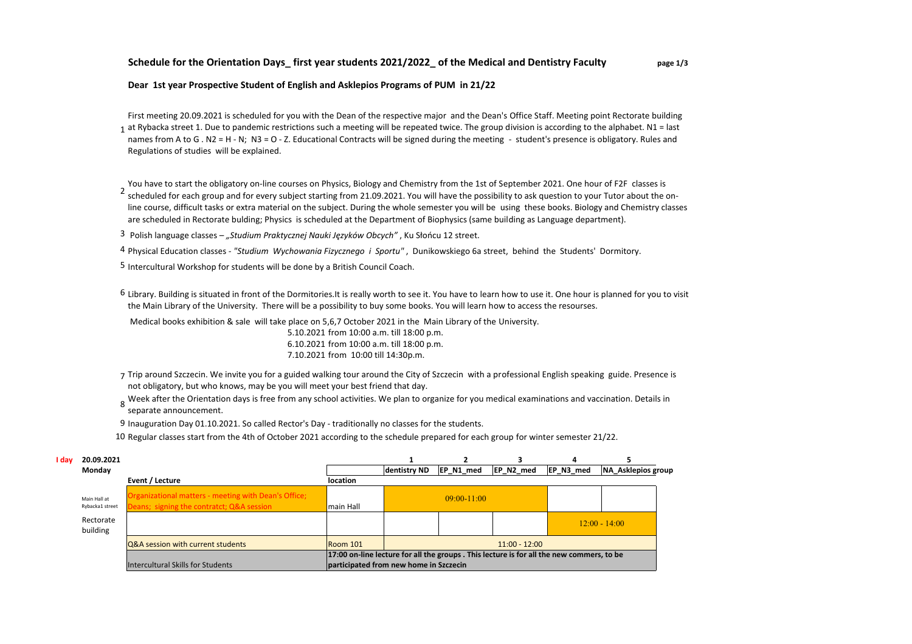# Schedule for the Orientation Days_ first year students 2021/2022_ of the Medical and Dentistry Faculty

## Dear 1st year Prospective Student of English and Asklepios Programs of PUM in 21/22

1. First meeting 20.09.2021 is scheduled for you with the Dean of the respective major and the Dean's Office Staff. Meeting point Rectorate building at Rybacka street 1. Due to pandemic restrictions such a meeting will be repeated twice. The group division is according to the alphabet. N1 = last names from A to G . N2 = H - N; N3 = O - Z. Educational Contracts will be signed during the meeting - student's presence is obligatory. Rules and Regulations of studies will be explained.

2. You have to start the obligatory on-line courses on Physics, Biology and Chemistry from the 1st of September 2021. One hour of F2F classes is scheduled for each group and for every subject starting from 21.09.2021. You will have the possibility to ask question to your Tutor about the on-line course, difficult tasks or extra material on the subject. During the whole semester you will be using these books. Biology and Chemistry classes are scheduled in Rectorate bulding; Physics is scheduled at the Department of Biophysics (same building as Language department).

3. Polish language classes – *„Studium Praktycznej Nauki Języków Obcych"* , Ku Słońcu 12 street.

4. Physical Education classes - *"Studium Wychowania Fizycznego i Sportu"* , Dunikowskiego 6a street, behind the Students' Dormitory.

5. Intercultural Workshop for students will be done by a British Council Coach.

6. Library. Building is situated in front of the Dormitories.It is really worth to see it. You have to learn how to use it. One hour is planned for you to visit the Main Library of the University. There will be a possibility to buy some books. You will learn how to access the resourses.

   Medical books exhibition & sale will take place on 5,6,7 October 2021 in the Main Library of the University.
   5.10.2021 from 10:00 a.m. till 18:00 p.m.
   6.10.2021 from 10:00 a.m. till 18:00 p.m.
   7.10.2021 from 10:00 till 14:30p.m.

7. Trip around Szczecin. We invite you for a guided walking tour around the City of Szczecin with a professional English speaking guide. Presence is not obligatory, but who knows, may be you will meet your best friend that day.

8. Week after the Orientation days is free from any school activities. We plan to organize for you medical examinations and vaccination. Details in separate announcement.

9. Inauguration Day 01.10.2021. So called Rector's Day - traditionally no classes for the students.

10. Regular classes start from the 4th of October 2021 according to the schedule prepared for each group for winter semester 21/22.

| **I day** 20.09.2021 Monday | | | 1 | 2 | 3 | 4 | 5 |
|---|---|---|---|---|---|---|---|
| | | | **dentistry ND** | **EP_N1_med** | **EP_N2_med** | **EP_N3_med** | **NA_Asklepios group** |
| | **Event / Lecture** | **location** | | | | | |
| Main Hall at Rybacka1 street | Organizational matters - meeting with Dean's Office; Deans; signing the contratct; Q&A session | main Hall | 09:00-11:00 | | | | |
| Rectorate building | | | | | | 12:00 - 14:00 | |
| | Q&A session with current students | Room 101 | 11:00 - 12:00 | | | | |
| | Intercultural Skills for Students | **17:00 on-line lecture for all the groups . This lecture is for all the new commers, to be participated from new home in Szczecin** | | | | | |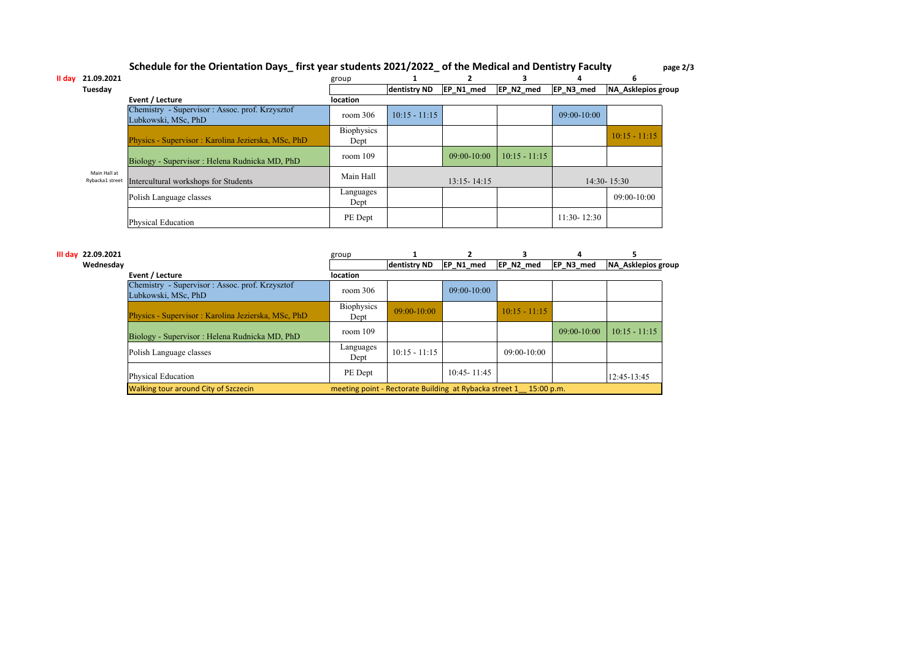# Schedule for the Orientation Days_ first year students 2021/2022_ of the Medical and Dentistry Faculty

**II day** 21.09.2021 Tuesday

| Event / Lecture | location | 1 dentistry ND | 2 EP_N1_med | 3 EP_N2_med | 4 EP_N3_med | 6 NA_Asklepios group |
|---|---|---|---|---|---|---|
| Chemistry - Supervisor : Assoc. prof. Krzysztof Lubkowski, MSc, PhD | room 306 | 10:15 - 11:15 | | | 09:00-10:00 | |
| Physics - Supervisor : Karolina Jezierska, MSc, PhD | Biophysics Dept | | | | | 10:15 - 11:15 |
| Biology - Supervisor : Helena Rudnicka MD, PhD | room 109 | | 09:00-10:00 | 10:15 - 11:15 | | |
| Intercultural workshops for Students (Main Hall at Rybacka1 street) | Main Hall | 13:15- 14:15 | | | 14:30- 15:30 | |
| Polish Language classes | Languages Dept | | | | | 09:00-10:00 |
| Physical Education | PE Dept | | | | 11:30- 12:30 | |

**III day** 22.09.2021 Wednesday

| Event / Lecture | location | 1 dentistry ND | 2 EP_N1_med | 3 EP_N2_med | 4 EP_N3_med | 5 NA_Asklepios group |
|---|---|---|---|---|---|---|
| Chemistry - Supervisor : Assoc. prof. Krzysztof Lubkowski, MSc, PhD | room 306 | | 09:00-10:00 | | | |
| Physics - Supervisor : Karolina Jezierska, MSc, PhD | Biophysics Dept | 09:00-10:00 | | 10:15 - 11:15 | | |
| Biology - Supervisor : Helena Rudnicka MD, PhD | room 109 | | | | 09:00-10:00 | 10:15 - 11:15 |
| Polish Language classes | Languages Dept | 10:15 - 11:15 | | 09:00-10:00 | | |
| Physical Education | PE Dept | | 10:45- 11:45 | | | 12:45-13:45 |
| Walking tour around City of Szczecin | meeting point - Rectorate Building at Rybacka street 1__ 15:00 p.m. | | | | | |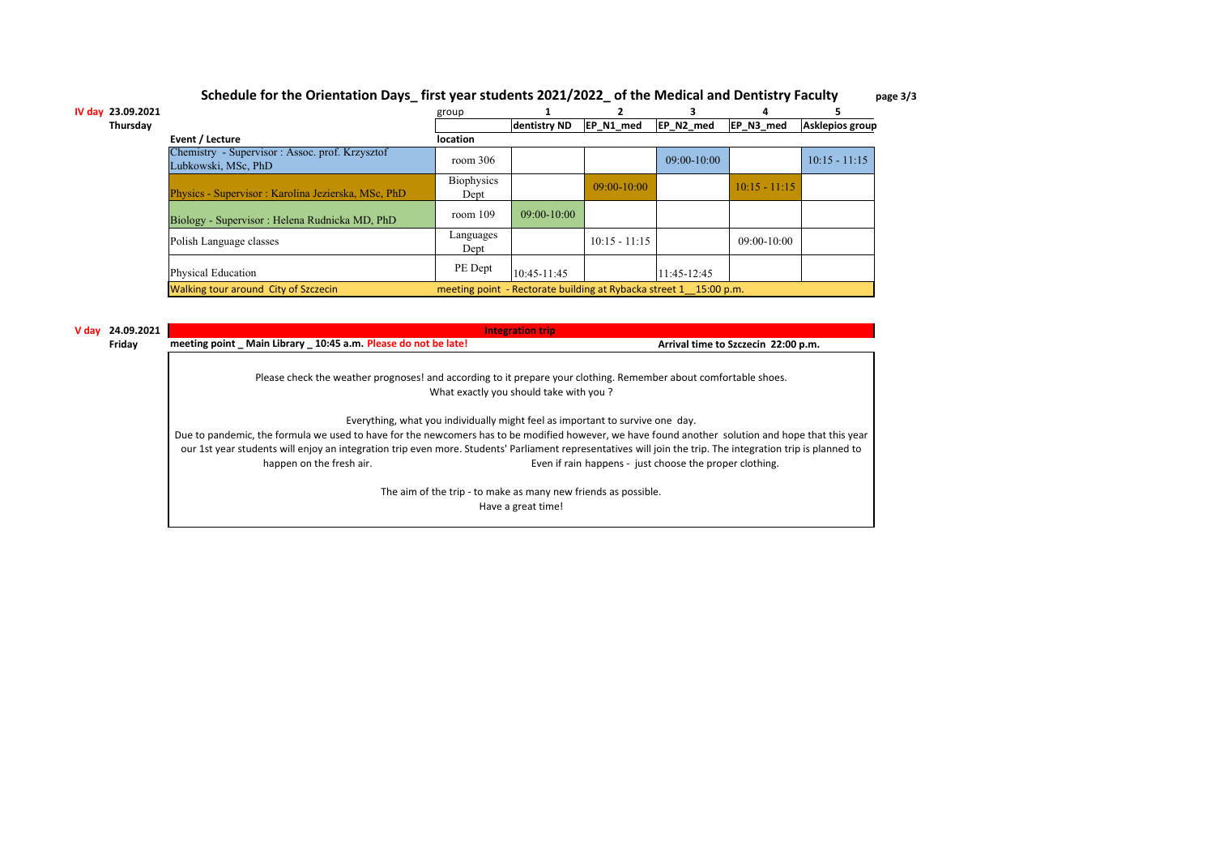# Schedule for the Orientation Days_ first year students 2021/2022_ of the Medical and Dentistry Faculty

**IV day 23.09.2021**
**Thursday**

| Event / Lecture | location | 1 dentistry ND | 2 EP_N1_med | 3 EP_N2_med | 4 EP_N3_med | 5 Asklepios group |
|---|---|---|---|---|---|---|
| Chemistry - Supervisor : Assoc. prof. Krzysztof Lubkowski, MSc, PhD | room 306 | | | 09:00-10:00 | | 10:15 - 11:15 |
| Physics - Supervisor : Karolina Jezierska, MSc, PhD | Biophysics Dept | | 09:00-10:00 | | 10:15 - 11:15 | |
| Biology - Supervisor : Helena Rudnicka MD, PhD | room 109 | 09:00-10:00 | | | | |
| Polish Language classes | Languages Dept | | 10:15 - 11:15 | | 09:00-10:00 | |
| Physical Education | PE Dept | 10:45-11:45 | | 11:45-12:45 | | |
| Walking tour around City of Szczecin | meeting point - Rectorate building at Rybacka street 1__15:00 p.m. | | | | | |

**V day 24.09.2021**
**Friday**

**Integration trip**

**meeting point _ Main Library _ 10:45 a.m. Please do not be late!**

**Arrival time to Szczecin 22:00 p.m.**

Please check the weather prognoses! and according to it prepare your clothing. Remember about comfortable shoes.
What exactly you should take with you ?

Everything, what you individually might feel as important to survive one day.
Due to pandemic, the formula we used to have for the newcomers has to be modified however, we have found another solution and hope that this year our 1st year students will enjoy an integration trip even more. Students' Parliament representatives will join the trip. The integration trip is planned to happen on the fresh air. Even if rain happens - just choose the proper clothing.

The aim of the trip - to make as many new friends as possible.
Have a great time!